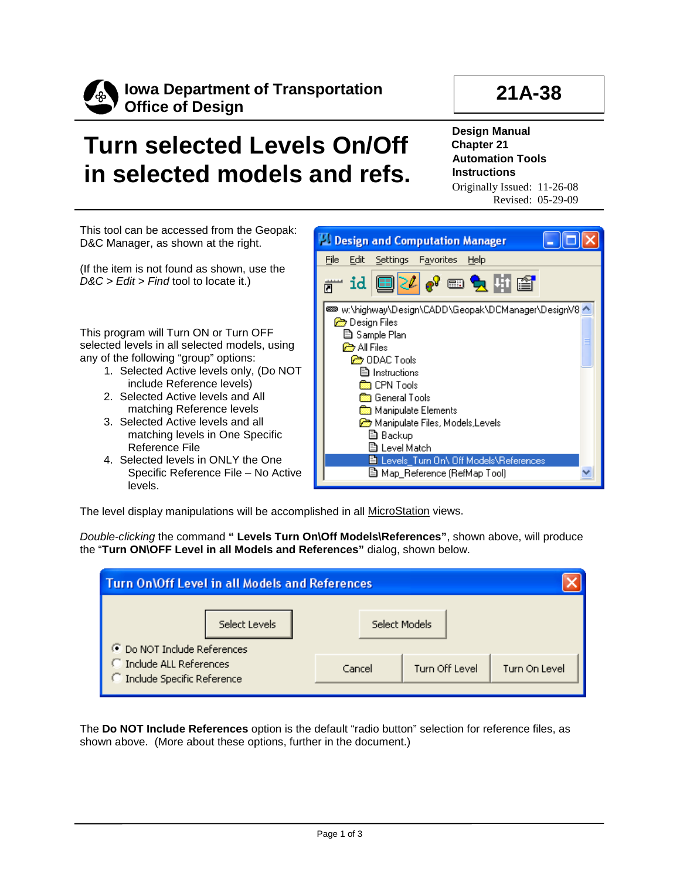**Iowa Department of Transportation**
**Office of Design**

**21A-38**

# Turn selected Levels On/Off in selected models and refs.

**Design Manual**
**Chapter 21**
**Automation Tools**
**Instructions**

Originally Issued: 11-26-08
Revised: 05-29-09

This tool can be accessed from the Geopak: D&C Manager, as shown at the right.

(If the item is not found as shown, use the *D&C > Edit > Find* tool to locate it.)

This program will Turn ON or Turn OFF selected levels in all selected models, using any of the following "group" options:

1. Selected Active levels only, (Do NOT include Reference levels)
2. Selected Active levels and All matching Reference levels
3. Selected Active levels and all matching levels in One Specific Reference File
4. Selected levels in ONLY the One Specific Reference File – No Active levels.

The level display manipulations will be accomplished in all MicroStation views.

*Double-clicking* the command **" Levels Turn On\Off Models\References"**, shown above, will produce the "**Turn ON\OFF Level in all Models and References"** dialog, shown below.

The **Do NOT Include References** option is the default "radio button" selection for reference files, as shown above. (More about these options, further in the document.)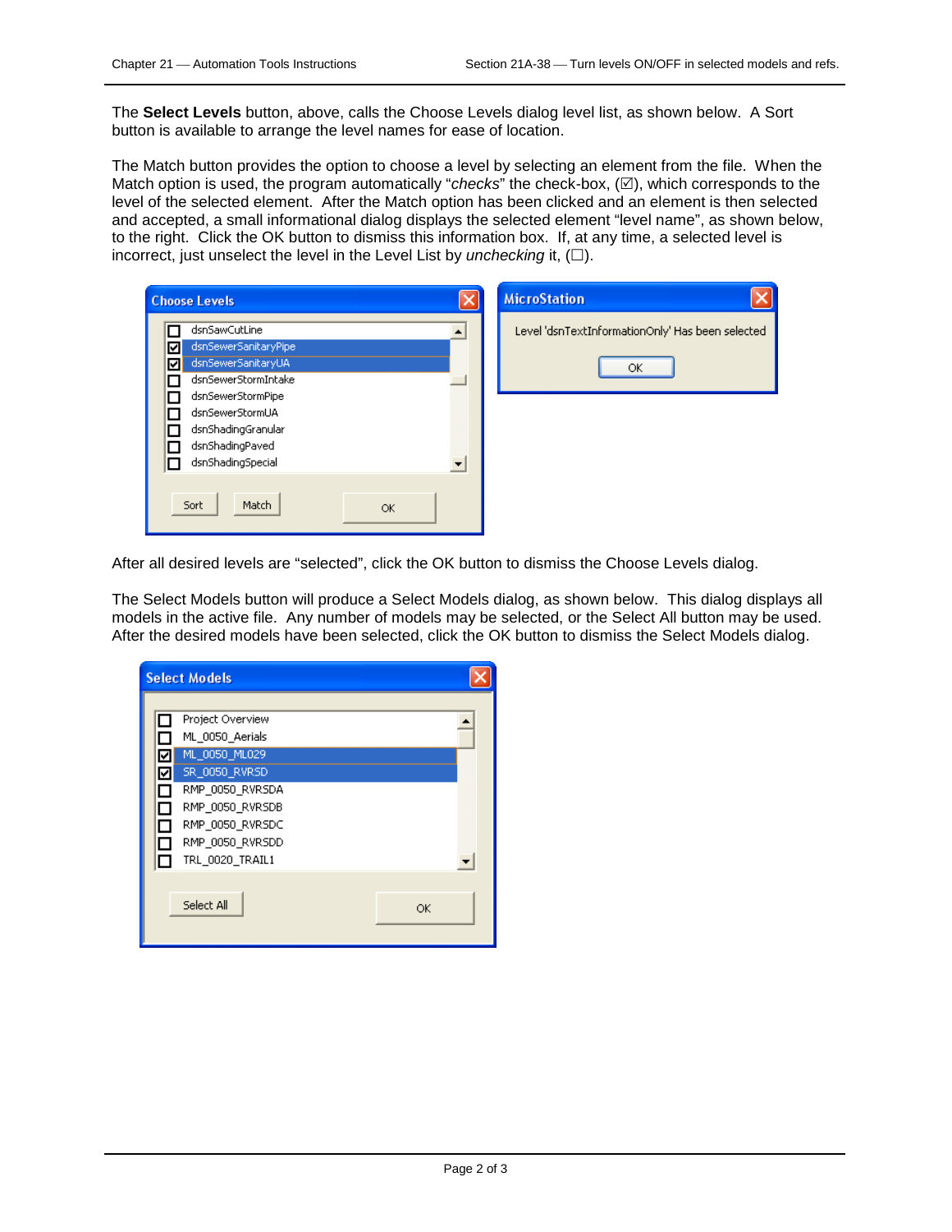The **Select Levels** button, above, calls the Choose Levels dialog level list, as shown below. A Sort button is available to arrange the level names for ease of location.

The Match button provides the option to choose a level by selecting an element from the file. When the Match option is used, the program automatically "*checks*" the check-box, (☑), which corresponds to the level of the selected element. After the Match option has been clicked and an element is then selected and accepted, a small informational dialog displays the selected element "level name", as shown below, to the right. Click the OK button to dismiss this information box. If, at any time, a selected level is incorrect, just unselect the level in the Level List by *unchecking* it, (☐).

After all desired levels are "selected", click the OK button to dismiss the Choose Levels dialog.

The Select Models button will produce a Select Models dialog, as shown below. This dialog displays all models in the active file. Any number of models may be selected, or the Select All button may be used. After the desired models have been selected, click the OK button to dismiss the Select Models dialog.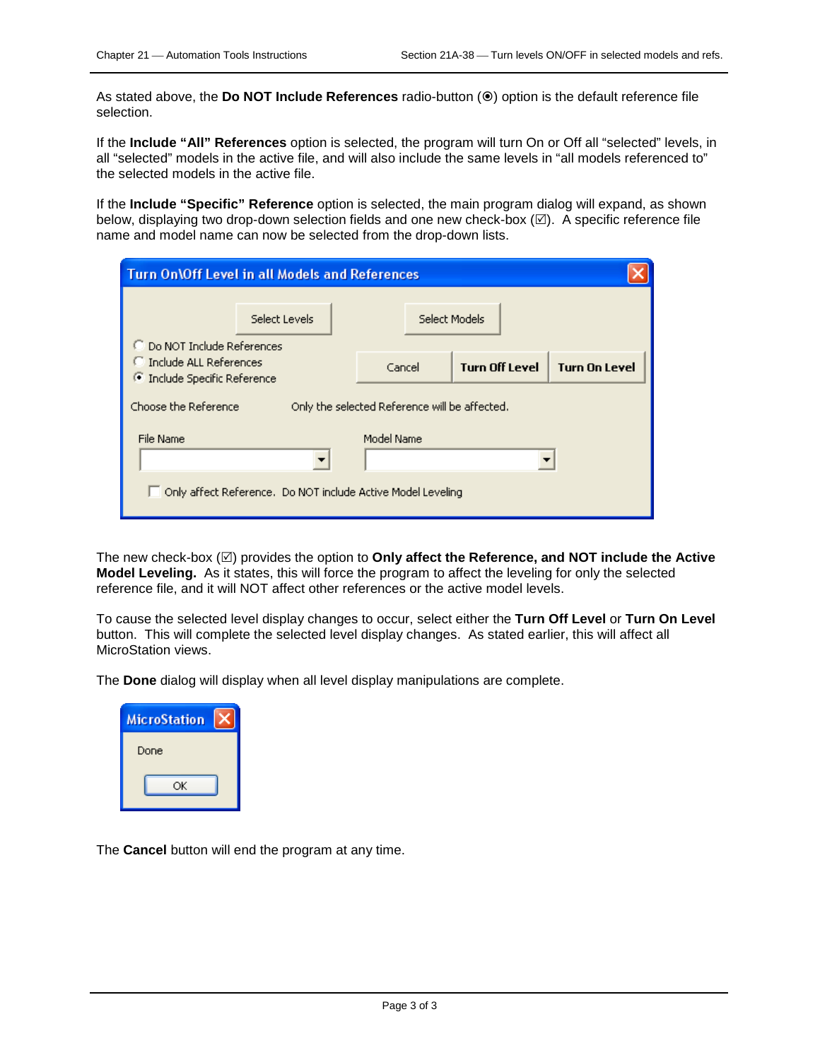As stated above, the **Do NOT Include References** radio-button (⦿) option is the default reference file selection.

If the **Include "All" References** option is selected, the program will turn On or Off all "selected" levels, in all "selected" models in the active file, and will also include the same levels in "all models referenced to" the selected models in the active file.

If the **Include "Specific" Reference** option is selected, the main program dialog will expand, as shown below, displaying two drop-down selection fields and one new check-box (☑). A specific reference file name and model name can now be selected from the drop-down lists.

The new check-box (☑) provides the option to **Only affect the Reference, and NOT include the Active Model Leveling.** As it states, this will force the program to affect the leveling for only the selected reference file, and it will NOT affect other references or the active model levels.

To cause the selected level display changes to occur, select either the **Turn Off Level** or **Turn On Level** button. This will complete the selected level display changes. As stated earlier, this will affect all MicroStation views.

The **Done** dialog will display when all level display manipulations are complete.

The **Cancel** button will end the program at any time.